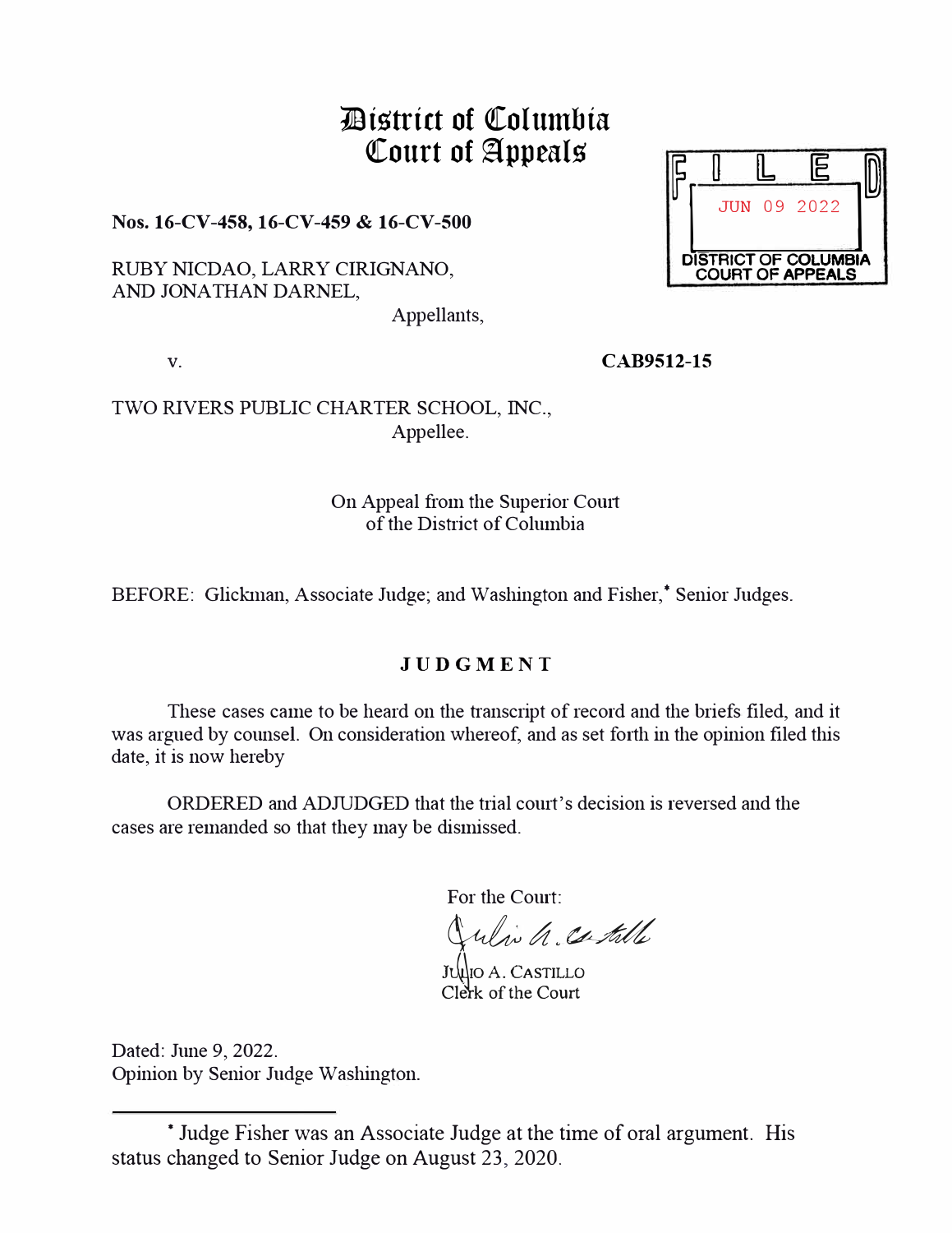# District of Columbia Court of Appeals

FILED
JUN 09 2022
DISTRICT OF COLUMBIA COURT OF APPEALS

**Nos. 16-CV-458, 16-CV-459 & 16-CV-500**

RUBY NICDAO, LARRY CIRIGNANO,
AND JONATHAN DARNEL,
Appellants,

v.

**CAB9512-15**

TWO RIVERS PUBLIC CHARTER SCHOOL, INC.,
Appellee.

On Appeal from the Superior Court
of the District of Columbia

BEFORE: Glickman, Associate Judge; and Washington and Fisher,* Senior Judges.

## JUDGMENT

These cases came to be heard on the transcript of record and the briefs filed, and it was argued by counsel. On consideration whereof, and as set forth in the opinion filed this date, it is now hereby

ORDERED and ADJUDGED that the trial court's decision is reversed and the cases are remanded so that they may be dismissed.

For the Court:

JULIO A. CASTILLO
Clerk of the Court

Dated: June 9, 2022.
Opinion by Senior Judge Washington.

---

* Judge Fisher was an Associate Judge at the time of oral argument. His status changed to Senior Judge on August 23, 2020.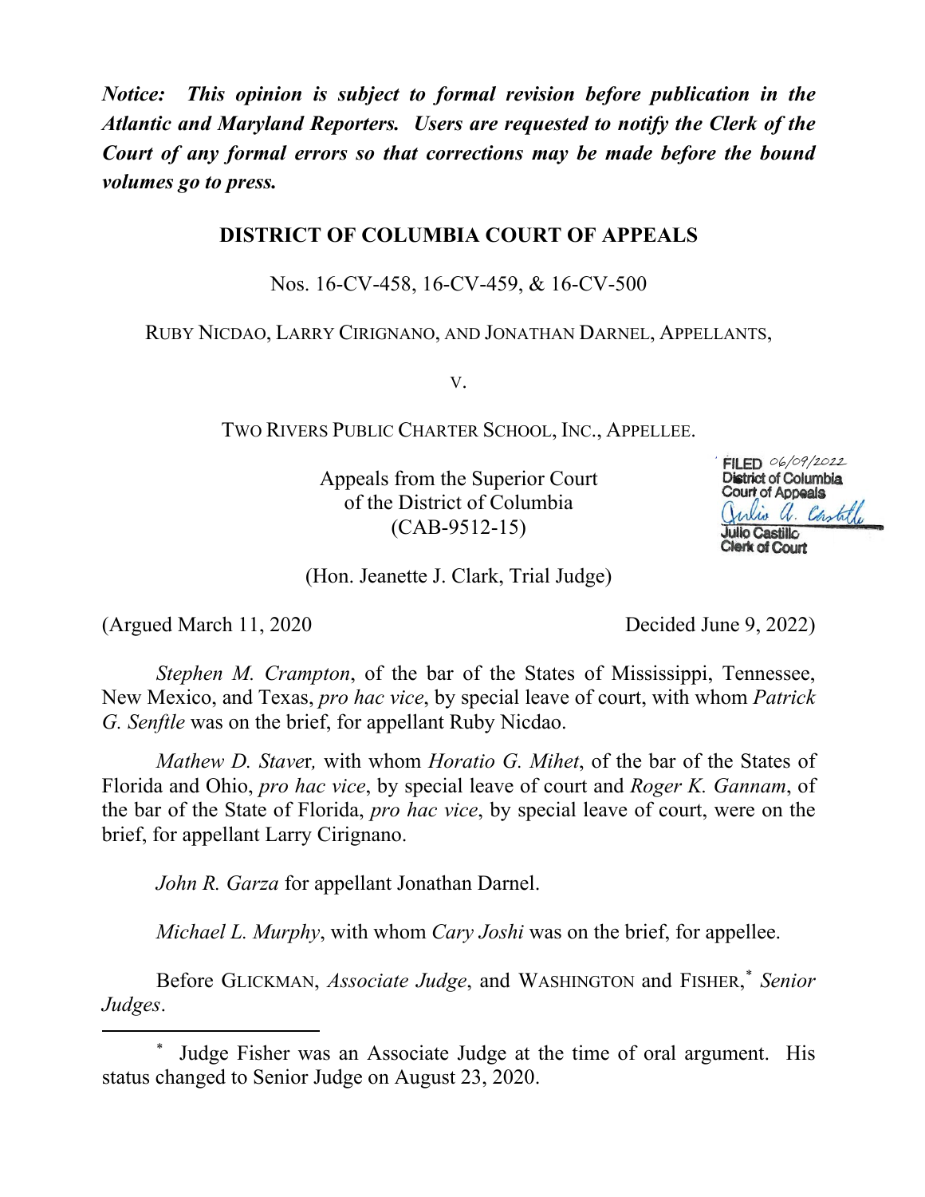*Notice: This opinion is subject to formal revision before publication in the Atlantic and Maryland Reporters. Users are requested to notify the Clerk of the Court of any formal errors so that corrections may be made before the bound volumes go to press.*

**DISTRICT OF COLUMBIA COURT OF APPEALS**

Nos. 16-CV-458, 16-CV-459, & 16-CV-500

RUBY NICDAO, LARRY CIRIGNANO, AND JONATHAN DARNEL, APPELLANTS,

V.

TWO RIVERS PUBLIC CHARTER SCHOOL, INC., APPELLEE.

Appeals from the Superior Court
of the District of Columbia
(CAB-9512-15)

FILED 06/09/2022
District of Columbia
Court of Appeals
Julio A. Castillo
Julio Castillo
Clerk of Court

(Hon. Jeanette J. Clark, Trial Judge)

(Argued March 11, 2020 Decided June 9, 2022)

*Stephen M. Crampton*, of the bar of the States of Mississippi, Tennessee, New Mexico, and Texas, *pro hac vice*, by special leave of court, with whom *Patrick G. Senftle* was on the brief, for appellant Ruby Nicdao.

*Mathew D. Staver,* with whom *Horatio G. Mihet*, of the bar of the States of Florida and Ohio, *pro hac vice*, by special leave of court and *Roger K. Gannam*, of the bar of the State of Florida, *pro hac vice*, by special leave of court, were on the brief, for appellant Larry Cirignano.

*John R. Garza* for appellant Jonathan Darnel.

*Michael L. Murphy*, with whom *Cary Joshi* was on the brief, for appellee.

Before GLICKMAN, *Associate Judge*, and WASHINGTON and FISHER,* *Senior Judges*.

* Judge Fisher was an Associate Judge at the time of oral argument. His status changed to Senior Judge on August 23, 2020.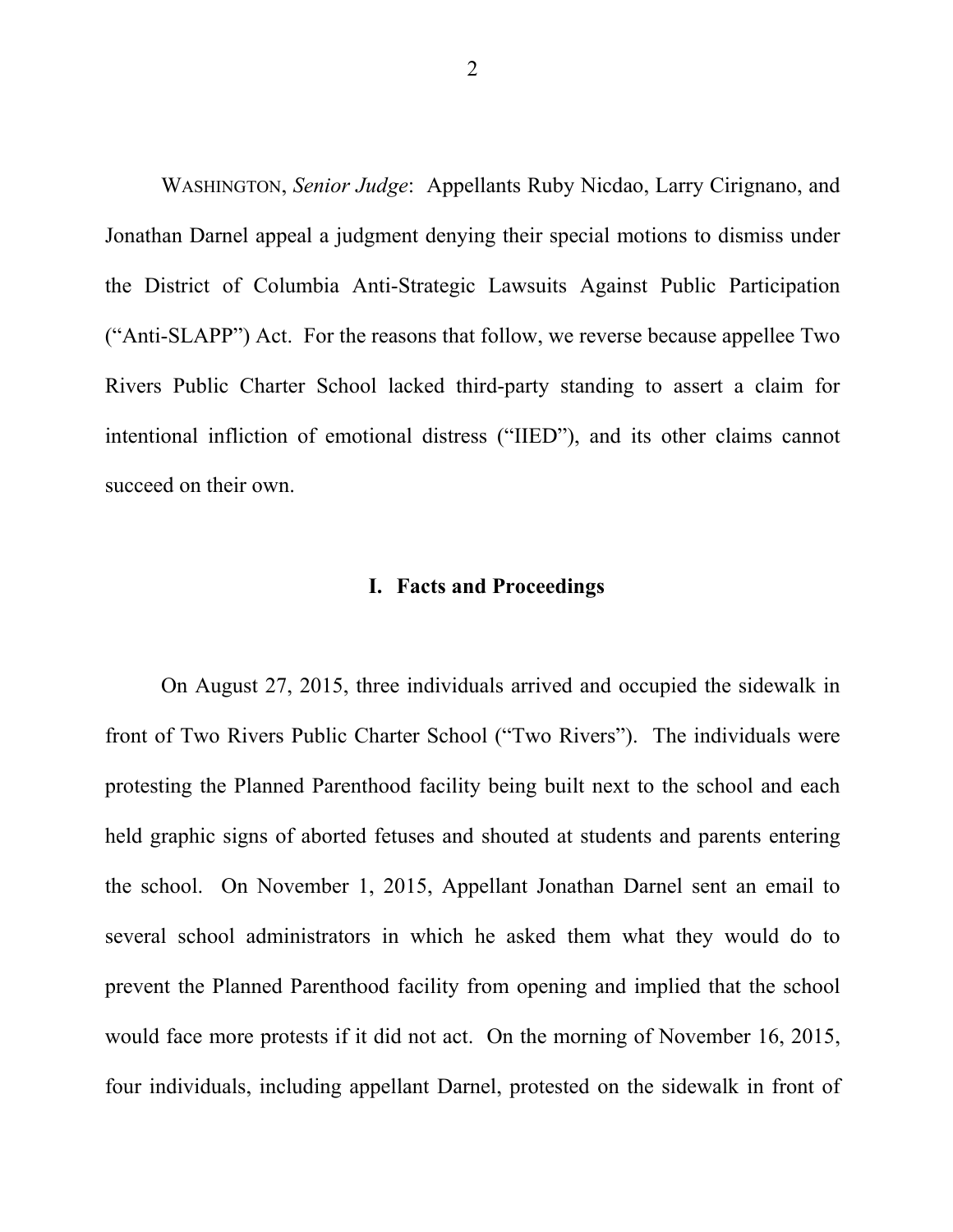WASHINGTON, *Senior Judge*: Appellants Ruby Nicdao, Larry Cirignano, and Jonathan Darnel appeal a judgment denying their special motions to dismiss under the District of Columbia Anti-Strategic Lawsuits Against Public Participation ("Anti-SLAPP") Act. For the reasons that follow, we reverse because appellee Two Rivers Public Charter School lacked third-party standing to assert a claim for intentional infliction of emotional distress ("IIED"), and its other claims cannot succeed on their own.

## I. Facts and Proceedings

On August 27, 2015, three individuals arrived and occupied the sidewalk in front of Two Rivers Public Charter School ("Two Rivers"). The individuals were protesting the Planned Parenthood facility being built next to the school and each held graphic signs of aborted fetuses and shouted at students and parents entering the school. On November 1, 2015, Appellant Jonathan Darnel sent an email to several school administrators in which he asked them what they would do to prevent the Planned Parenthood facility from opening and implied that the school would face more protests if it did not act. On the morning of November 16, 2015, four individuals, including appellant Darnel, protested on the sidewalk in front of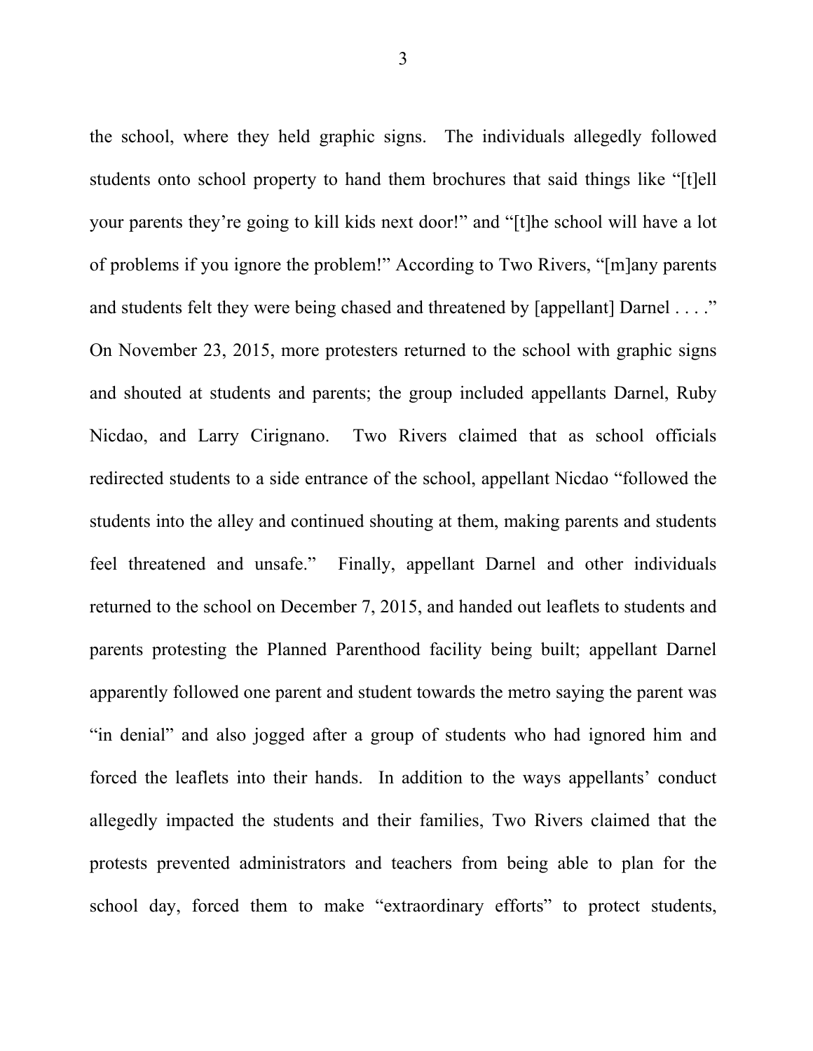the school, where they held graphic signs. The individuals allegedly followed students onto school property to hand them brochures that said things like "[t]ell your parents they're going to kill kids next door!" and "[t]he school will have a lot of problems if you ignore the problem!" According to Two Rivers, "[m]any parents and students felt they were being chased and threatened by [appellant] Darnel . . . ." On November 23, 2015, more protesters returned to the school with graphic signs and shouted at students and parents; the group included appellants Darnel, Ruby Nicdao, and Larry Cirignano. Two Rivers claimed that as school officials redirected students to a side entrance of the school, appellant Nicdao "followed the students into the alley and continued shouting at them, making parents and students feel threatened and unsafe." Finally, appellant Darnel and other individuals returned to the school on December 7, 2015, and handed out leaflets to students and parents protesting the Planned Parenthood facility being built; appellant Darnel apparently followed one parent and student towards the metro saying the parent was "in denial" and also jogged after a group of students who had ignored him and forced the leaflets into their hands. In addition to the ways appellants' conduct allegedly impacted the students and their families, Two Rivers claimed that the protests prevented administrators and teachers from being able to plan for the school day, forced them to make "extraordinary efforts" to protect students,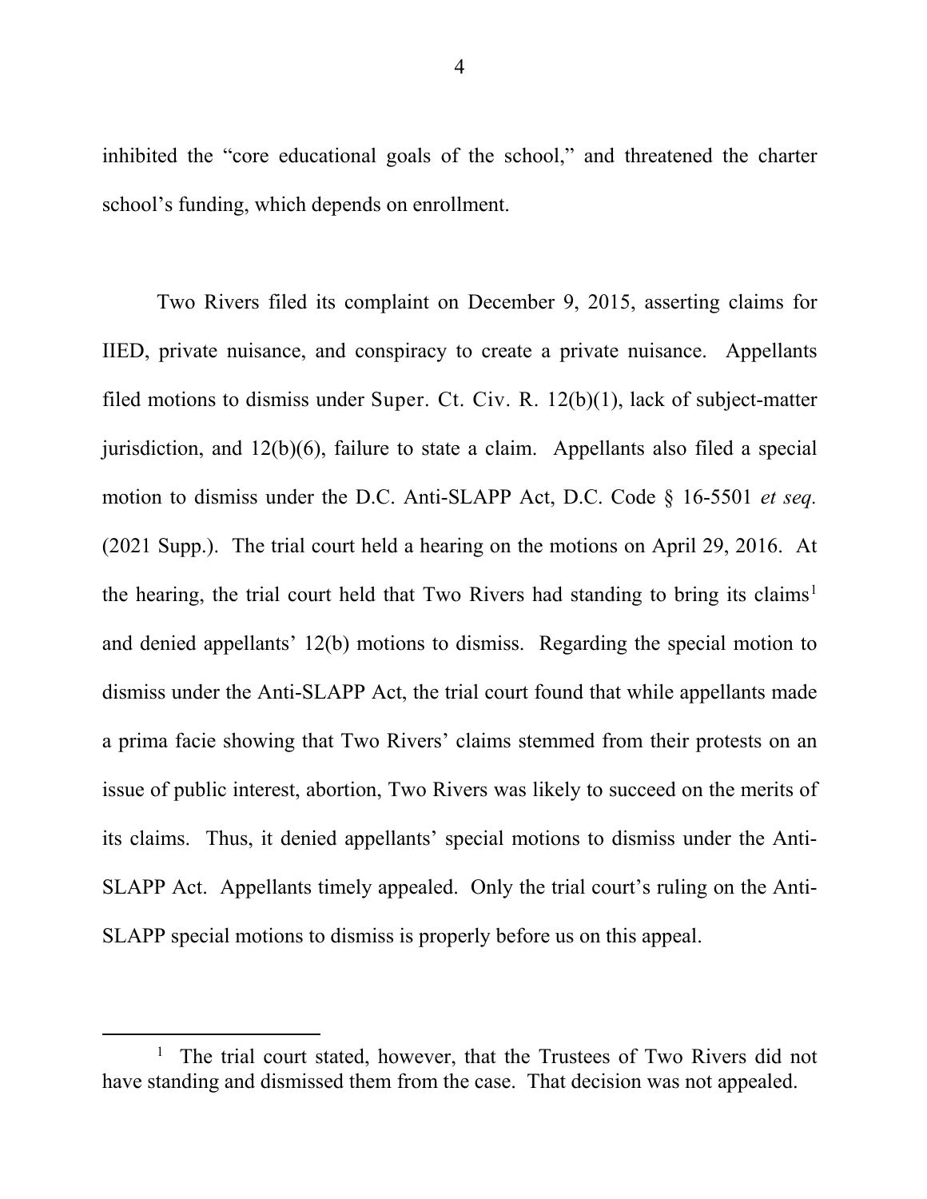inhibited the "core educational goals of the school," and threatened the charter school's funding, which depends on enrollment.

Two Rivers filed its complaint on December 9, 2015, asserting claims for IIED, private nuisance, and conspiracy to create a private nuisance. Appellants filed motions to dismiss under Super. Ct. Civ. R. 12(b)(1), lack of subject-matter jurisdiction, and 12(b)(6), failure to state a claim. Appellants also filed a special motion to dismiss under the D.C. Anti-SLAPP Act, D.C. Code § 16-5501 *et seq.* (2021 Supp.). The trial court held a hearing on the motions on April 29, 2016. At the hearing, the trial court held that Two Rivers had standing to bring its claims[1] and denied appellants' 12(b) motions to dismiss. Regarding the special motion to dismiss under the Anti-SLAPP Act, the trial court found that while appellants made a prima facie showing that Two Rivers' claims stemmed from their protests on an issue of public interest, abortion, Two Rivers was likely to succeed on the merits of its claims. Thus, it denied appellants' special motions to dismiss under the Anti-SLAPP Act. Appellants timely appealed. Only the trial court's ruling on the Anti-SLAPP special motions to dismiss is properly before us on this appeal.

[1] The trial court stated, however, that the Trustees of Two Rivers did not have standing and dismissed them from the case. That decision was not appealed.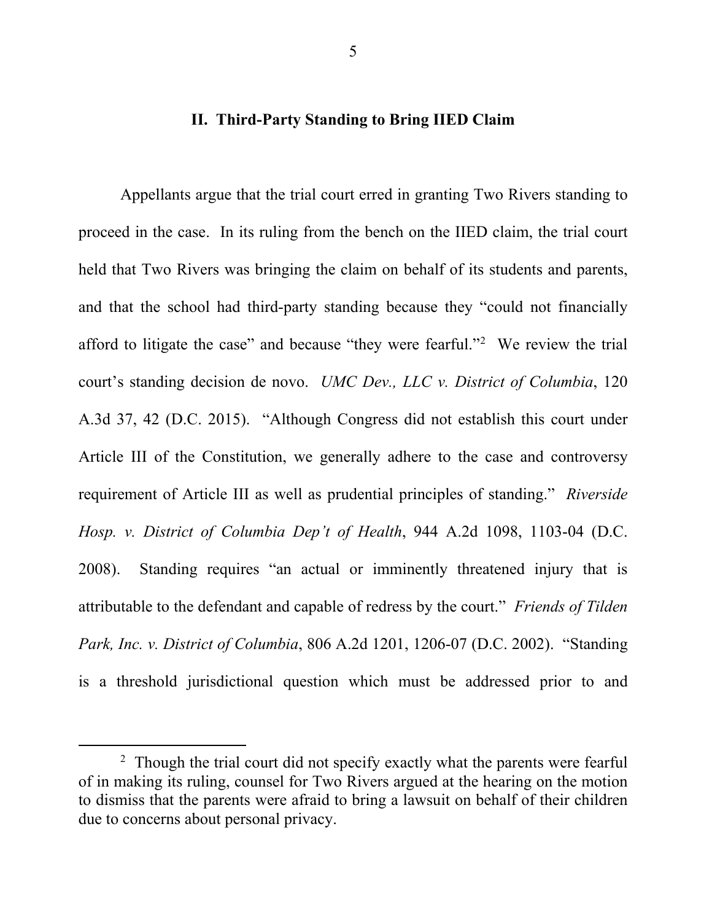## II. Third-Party Standing to Bring IIED Claim

Appellants argue that the trial court erred in granting Two Rivers standing to proceed in the case. In its ruling from the bench on the IIED claim, the trial court held that Two Rivers was bringing the claim on behalf of its students and parents, and that the school had third-party standing because they "could not financially afford to litigate the case" and because "they were fearful."[2] We review the trial court's standing decision de novo. *UMC Dev., LLC v. District of Columbia*, 120 A.3d 37, 42 (D.C. 2015). "Although Congress did not establish this court under Article III of the Constitution, we generally adhere to the case and controversy requirement of Article III as well as prudential principles of standing." *Riverside Hosp. v. District of Columbia Dep't of Health*, 944 A.2d 1098, 1103-04 (D.C. 2008). Standing requires "an actual or imminently threatened injury that is attributable to the defendant and capable of redress by the court." *Friends of Tilden Park, Inc. v. District of Columbia*, 806 A.2d 1201, 1206-07 (D.C. 2002). "Standing is a threshold jurisdictional question which must be addressed prior to and

---

[2] Though the trial court did not specify exactly what the parents were fearful of in making its ruling, counsel for Two Rivers argued at the hearing on the motion to dismiss that the parents were afraid to bring a lawsuit on behalf of their children due to concerns about personal privacy.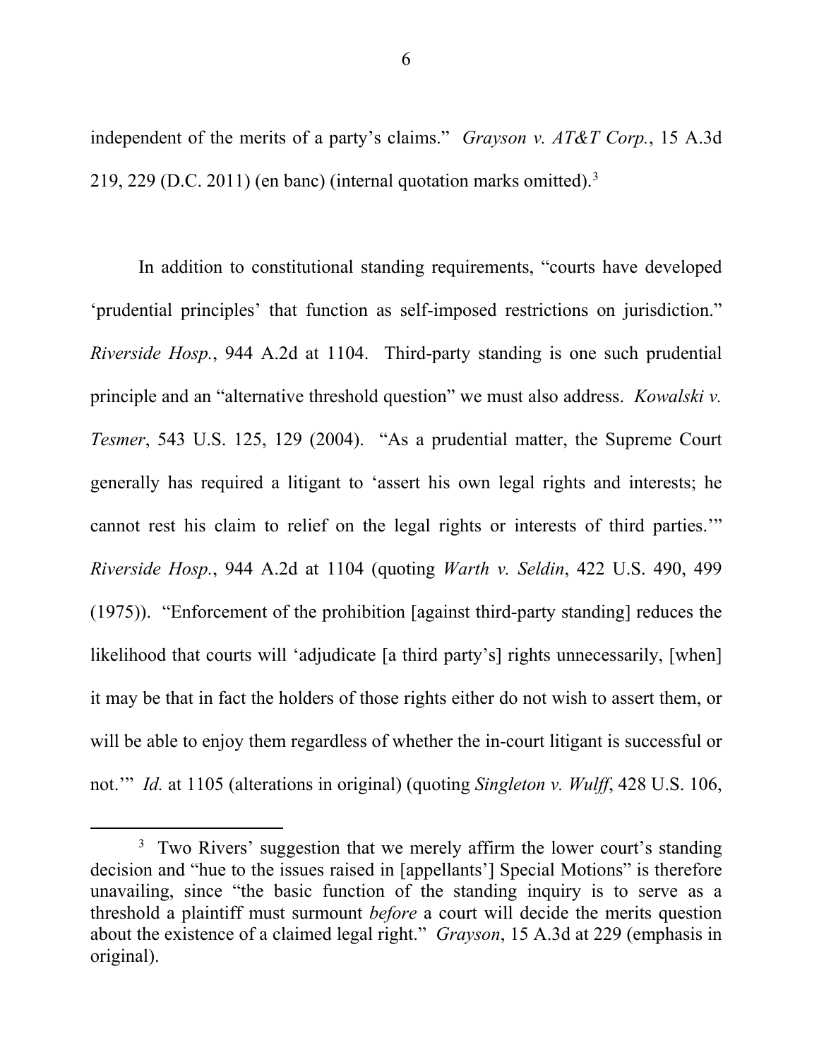independent of the merits of a party's claims." *Grayson v. AT&T Corp.*, 15 A.3d 219, 229 (D.C. 2011) (en banc) (internal quotation marks omitted).[3]

In addition to constitutional standing requirements, "courts have developed 'prudential principles' that function as self-imposed restrictions on jurisdiction." *Riverside Hosp.*, 944 A.2d at 1104. Third-party standing is one such prudential principle and an "alternative threshold question" we must also address. *Kowalski v. Tesmer*, 543 U.S. 125, 129 (2004). "As a prudential matter, the Supreme Court generally has required a litigant to 'assert his own legal rights and interests; he cannot rest his claim to relief on the legal rights or interests of third parties.'" *Riverside Hosp.*, 944 A.2d at 1104 (quoting *Warth v. Seldin*, 422 U.S. 490, 499 (1975)). "Enforcement of the prohibition [against third-party standing] reduces the likelihood that courts will 'adjudicate [a third party's] rights unnecessarily, [when] it may be that in fact the holders of those rights either do not wish to assert them, or will be able to enjoy them regardless of whether the in-court litigant is successful or not.'" *Id.* at 1105 (alterations in original) (quoting *Singleton v. Wulff*, 428 U.S. 106,

---

[3] Two Rivers' suggestion that we merely affirm the lower court's standing decision and "hue to the issues raised in [appellants'] Special Motions" is therefore unavailing, since "the basic function of the standing inquiry is to serve as a threshold a plaintiff must surmount *before* a court will decide the merits question about the existence of a claimed legal right." *Grayson*, 15 A.3d at 229 (emphasis in original).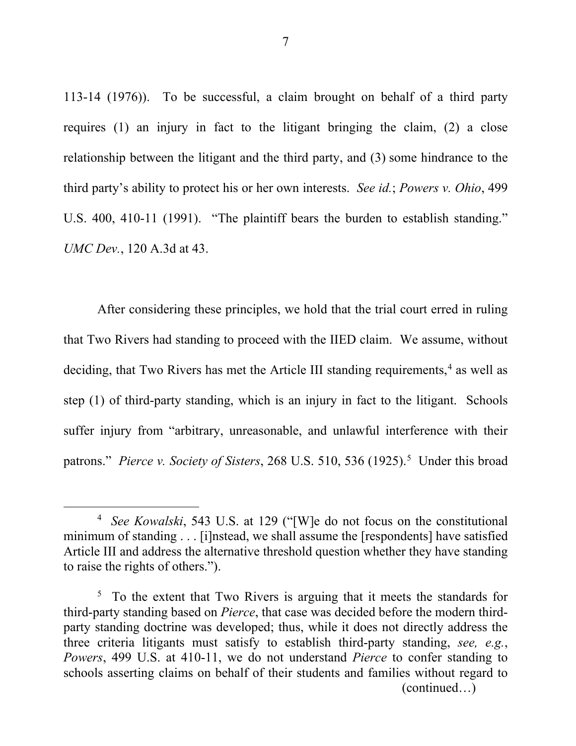113-14 (1976)). To be successful, a claim brought on behalf of a third party requires (1) an injury in fact to the litigant bringing the claim, (2) a close relationship between the litigant and the third party, and (3) some hindrance to the third party's ability to protect his or her own interests. *See id.*; *Powers v. Ohio*, 499 U.S. 400, 410-11 (1991). "The plaintiff bears the burden to establish standing." *UMC Dev.*, 120 A.3d at 43.

After considering these principles, we hold that the trial court erred in ruling that Two Rivers had standing to proceed with the IIED claim. We assume, without deciding, that Two Rivers has met the Article III standing requirements,[4] as well as step (1) of third-party standing, which is an injury in fact to the litigant. Schools suffer injury from "arbitrary, unreasonable, and unlawful interference with their patrons." *Pierce v. Society of Sisters*, 268 U.S. 510, 536 (1925).[5] Under this broad

---

[4] *See Kowalski*, 543 U.S. at 129 ("[W]e do not focus on the constitutional minimum of standing . . . [i]nstead, we shall assume the [respondents] have satisfied Article III and address the alternative threshold question whether they have standing to raise the rights of others.").

[5] To the extent that Two Rivers is arguing that it meets the standards for third-party standing based on *Pierce*, that case was decided before the modern third-party standing doctrine was developed; thus, while it does not directly address the three criteria litigants must satisfy to establish third-party standing, *see, e.g.*, *Powers*, 499 U.S. at 410-11, we do not understand *Pierce* to confer standing to schools asserting claims on behalf of their students and families without regard to (continued…)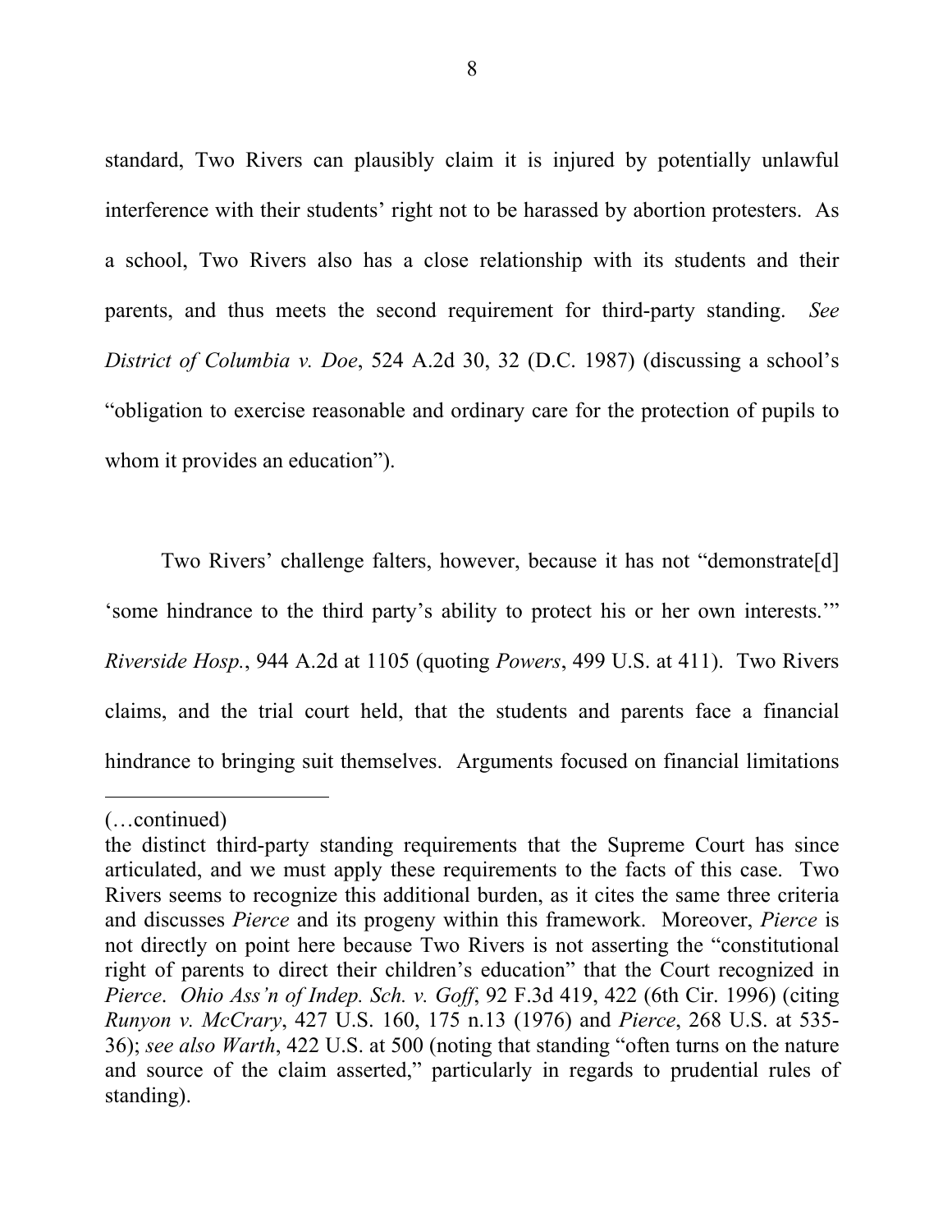standard, Two Rivers can plausibly claim it is injured by potentially unlawful interference with their students' right not to be harassed by abortion protesters. As a school, Two Rivers also has a close relationship with its students and their parents, and thus meets the second requirement for third-party standing. *See District of Columbia v. Doe*, 524 A.2d 30, 32 (D.C. 1987) (discussing a school's "obligation to exercise reasonable and ordinary care for the protection of pupils to whom it provides an education").

Two Rivers' challenge falters, however, because it has not "demonstrate[d] 'some hindrance to the third party's ability to protect his or her own interests.'" *Riverside Hosp.*, 944 A.2d at 1105 (quoting *Powers*, 499 U.S. at 411). Two Rivers claims, and the trial court held, that the students and parents face a financial hindrance to bringing suit themselves. Arguments focused on financial limitations

---

(…continued)
the distinct third-party standing requirements that the Supreme Court has since articulated, and we must apply these requirements to the facts of this case. Two Rivers seems to recognize this additional burden, as it cites the same three criteria and discusses *Pierce* and its progeny within this framework. Moreover, *Pierce* is not directly on point here because Two Rivers is not asserting the "constitutional right of parents to direct their children's education" that the Court recognized in *Pierce*. *Ohio Ass'n of Indep. Sch. v. Goff*, 92 F.3d 419, 422 (6th Cir. 1996) (citing *Runyon v. McCrary*, 427 U.S. 160, 175 n.13 (1976) and *Pierce*, 268 U.S. at 535-36); *see also Warth*, 422 U.S. at 500 (noting that standing "often turns on the nature and source of the claim asserted," particularly in regards to prudential rules of standing).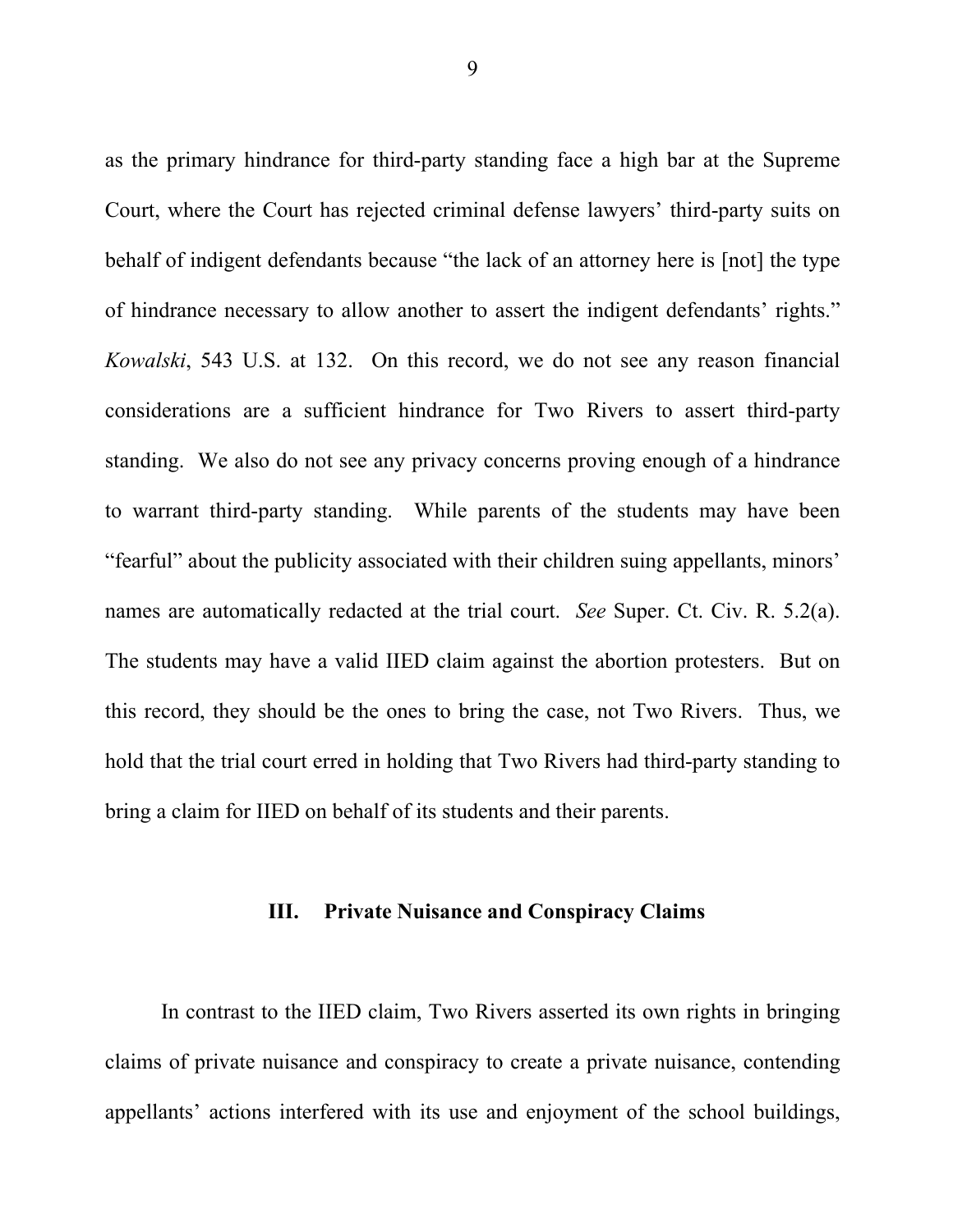as the primary hindrance for third-party standing face a high bar at the Supreme Court, where the Court has rejected criminal defense lawyers' third-party suits on behalf of indigent defendants because "the lack of an attorney here is [not] the type of hindrance necessary to allow another to assert the indigent defendants' rights." *Kowalski*, 543 U.S. at 132. On this record, we do not see any reason financial considerations are a sufficient hindrance for Two Rivers to assert third-party standing. We also do not see any privacy concerns proving enough of a hindrance to warrant third-party standing. While parents of the students may have been "fearful" about the publicity associated with their children suing appellants, minors' names are automatically redacted at the trial court. *See* Super. Ct. Civ. R. 5.2(a). The students may have a valid IIED claim against the abortion protesters. But on this record, they should be the ones to bring the case, not Two Rivers. Thus, we hold that the trial court erred in holding that Two Rivers had third-party standing to bring a claim for IIED on behalf of its students and their parents.

## III. Private Nuisance and Conspiracy Claims

In contrast to the IIED claim, Two Rivers asserted its own rights in bringing claims of private nuisance and conspiracy to create a private nuisance, contending appellants' actions interfered with its use and enjoyment of the school buildings,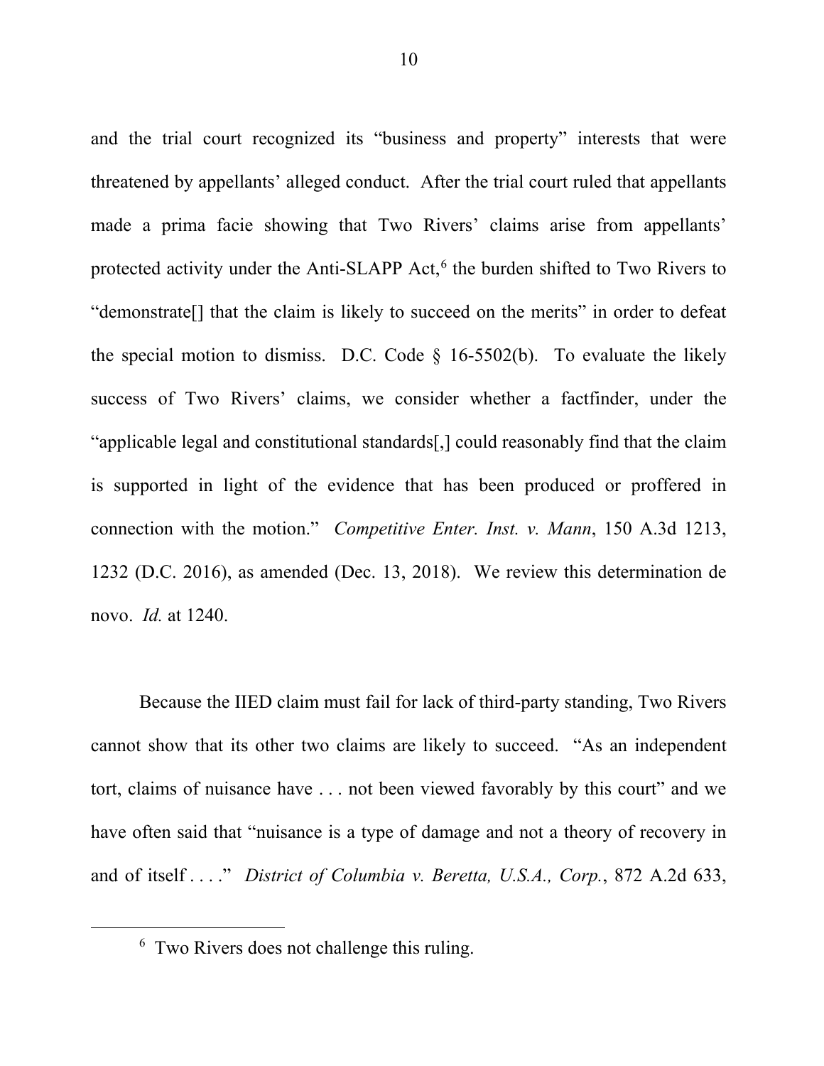and the trial court recognized its "business and property" interests that were threatened by appellants' alleged conduct. After the trial court ruled that appellants made a prima facie showing that Two Rivers' claims arise from appellants' protected activity under the Anti-SLAPP Act,[6] the burden shifted to Two Rivers to "demonstrate[] that the claim is likely to succeed on the merits" in order to defeat the special motion to dismiss. D.C. Code § 16-5502(b). To evaluate the likely success of Two Rivers' claims, we consider whether a factfinder, under the "applicable legal and constitutional standards[,] could reasonably find that the claim is supported in light of the evidence that has been produced or proffered in connection with the motion." *Competitive Enter. Inst. v. Mann*, 150 A.3d 1213, 1232 (D.C. 2016), as amended (Dec. 13, 2018). We review this determination de novo. *Id.* at 1240.

Because the IIED claim must fail for lack of third-party standing, Two Rivers cannot show that its other two claims are likely to succeed. "As an independent tort, claims of nuisance have . . . not been viewed favorably by this court" and we have often said that "nuisance is a type of damage and not a theory of recovery in and of itself . . . ." *District of Columbia v. Beretta, U.S.A., Corp.*, 872 A.2d 633,

[6] Two Rivers does not challenge this ruling.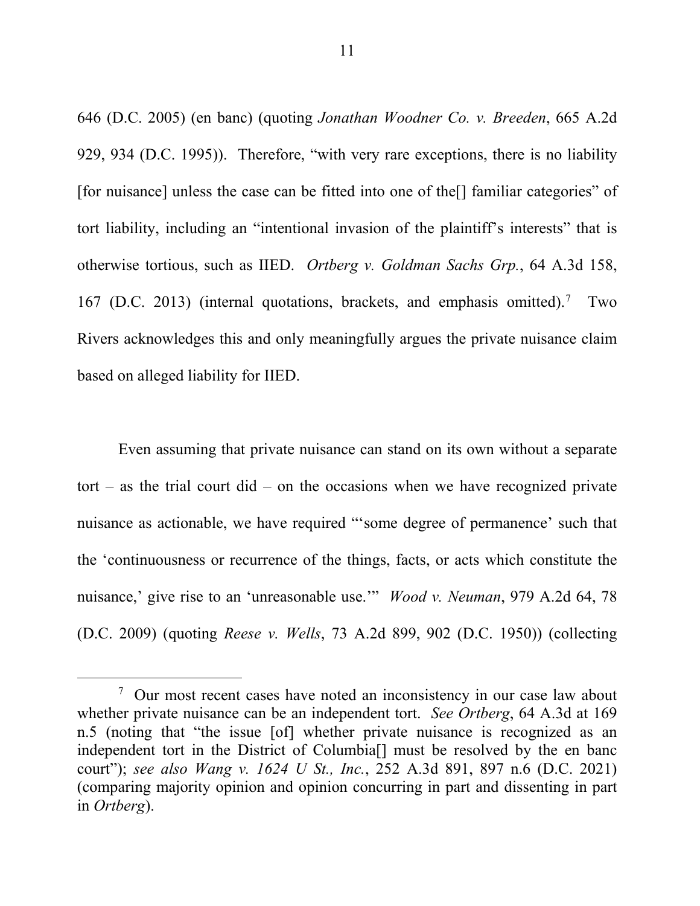646 (D.C. 2005) (en banc) (quoting *Jonathan Woodner Co. v. Breeden*, 665 A.2d 929, 934 (D.C. 1995)). Therefore, "with very rare exceptions, there is no liability [for nuisance] unless the case can be fitted into one of the[] familiar categories" of tort liability, including an "intentional invasion of the plaintiff's interests" that is otherwise tortious, such as IIED. *Ortberg v. Goldman Sachs Grp.*, 64 A.3d 158, 167 (D.C. 2013) (internal quotations, brackets, and emphasis omitted).[7] Two Rivers acknowledges this and only meaningfully argues the private nuisance claim based on alleged liability for IIED.

Even assuming that private nuisance can stand on its own without a separate tort – as the trial court did – on the occasions when we have recognized private nuisance as actionable, we have required "'some degree of permanence' such that the 'continuousness or recurrence of the things, facts, or acts which constitute the nuisance,' give rise to an 'unreasonable use.'" *Wood v. Neuman*, 979 A.2d 64, 78 (D.C. 2009) (quoting *Reese v. Wells*, 73 A.2d 899, 902 (D.C. 1950)) (collecting

[7] Our most recent cases have noted an inconsistency in our case law about whether private nuisance can be an independent tort. *See Ortberg*, 64 A.3d at 169 n.5 (noting that "the issue [of] whether private nuisance is recognized as an independent tort in the District of Columbia[] must be resolved by the en banc court"); *see also Wang v. 1624 U St., Inc.*, 252 A.3d 891, 897 n.6 (D.C. 2021) (comparing majority opinion and opinion concurring in part and dissenting in part in *Ortberg*).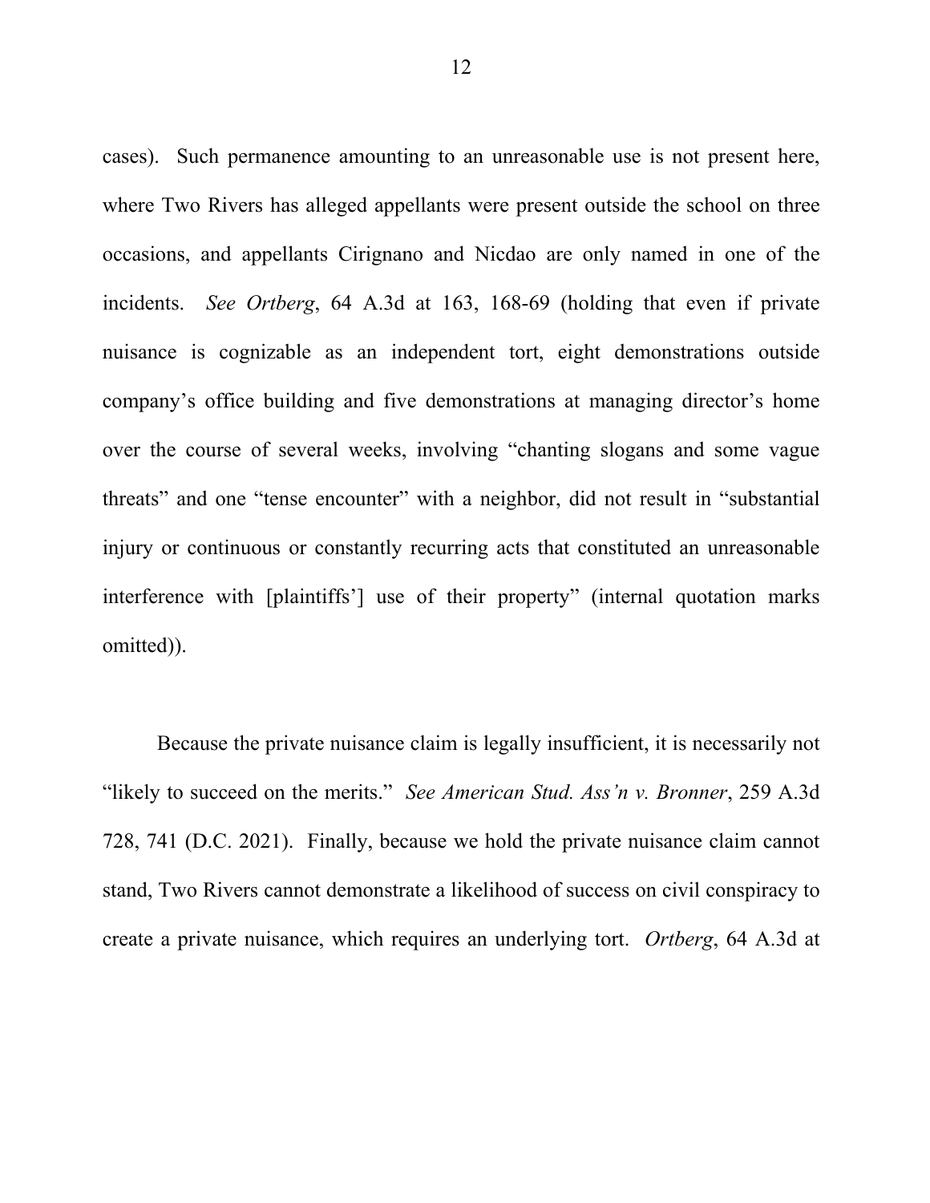cases). Such permanence amounting to an unreasonable use is not present here, where Two Rivers has alleged appellants were present outside the school on three occasions, and appellants Cirignano and Nicdao are only named in one of the incidents. *See Ortberg*, 64 A.3d at 163, 168-69 (holding that even if private nuisance is cognizable as an independent tort, eight demonstrations outside company's office building and five demonstrations at managing director's home over the course of several weeks, involving "chanting slogans and some vague threats" and one "tense encounter" with a neighbor, did not result in "substantial injury or continuous or constantly recurring acts that constituted an unreasonable interference with [plaintiffs'] use of their property" (internal quotation marks omitted)).

Because the private nuisance claim is legally insufficient, it is necessarily not "likely to succeed on the merits." *See American Stud. Ass'n v. Bronner*, 259 A.3d 728, 741 (D.C. 2021). Finally, because we hold the private nuisance claim cannot stand, Two Rivers cannot demonstrate a likelihood of success on civil conspiracy to create a private nuisance, which requires an underlying tort. *Ortberg*, 64 A.3d at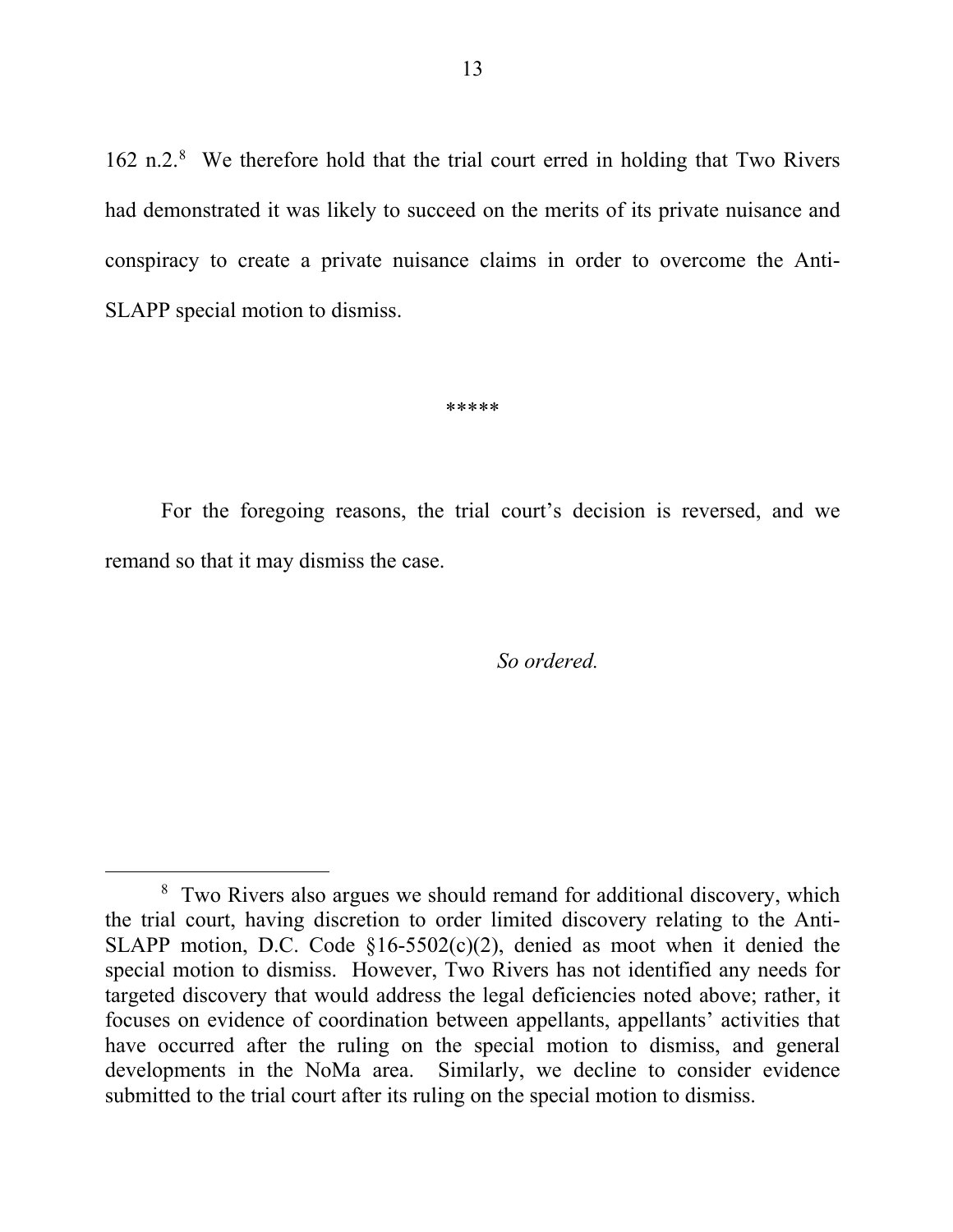162 n.2.[8] We therefore hold that the trial court erred in holding that Two Rivers had demonstrated it was likely to succeed on the merits of its private nuisance and conspiracy to create a private nuisance claims in order to overcome the Anti-SLAPP special motion to dismiss.

*****

For the foregoing reasons, the trial court's decision is reversed, and we remand so that it may dismiss the case.

*So ordered.*

---

[8] Two Rivers also argues we should remand for additional discovery, which the trial court, having discretion to order limited discovery relating to the Anti-SLAPP motion, D.C. Code §16-5502(c)(2), denied as moot when it denied the special motion to dismiss. However, Two Rivers has not identified any needs for targeted discovery that would address the legal deficiencies noted above; rather, it focuses on evidence of coordination between appellants, appellants' activities that have occurred after the ruling on the special motion to dismiss, and general developments in the NoMa area. Similarly, we decline to consider evidence submitted to the trial court after its ruling on the special motion to dismiss.